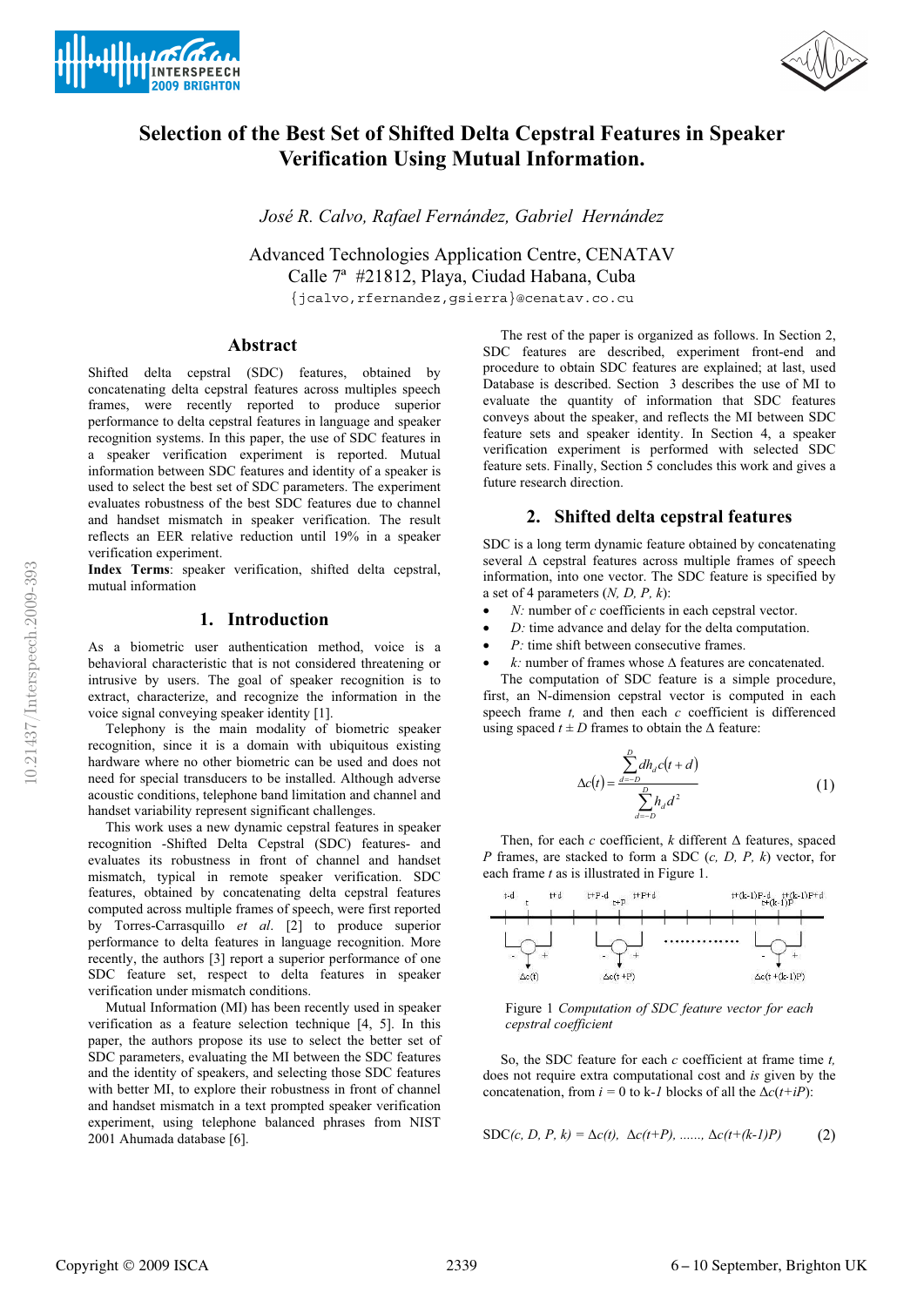# Selection of the Best Set of Shifted Delta Cepstral Features in Speaker Verification Using Mutual Information.

*José R. Calvo, Rafael Fernández, Gabriel Hernández*

Advanced Technologies Application Centre, CENATAV
Calle 7ª #21812, Playa, Ciudad Habana, Cuba
{jcalvo,rfernandez,gsierra}@cenatav.co.cu

## Abstract

Shifted delta cepstral (SDC) features, obtained by concatenating delta cepstral features across multiples speech frames, were recently reported to produce superior performance to delta cepstral features in language and speaker recognition systems. In this paper, the use of SDC features in a speaker verification experiment is reported. Mutual information between SDC features and identity of a speaker is used to select the best set of SDC parameters. The experiment evaluates robustness of the best SDC features due to channel and handset mismatch in speaker verification. The result reflects an EER relative reduction until 19% in a speaker verification experiment.

**Index Terms**: speaker verification, shifted delta cepstral, mutual information

## 1. Introduction

As a biometric user authentication method, voice is a behavioral characteristic that is not considered threatening or intrusive by users. The goal of speaker recognition is to extract, characterize, and recognize the information in the voice signal conveying speaker identity [1].

Telephony is the main modality of biometric speaker recognition, since it is a domain with ubiquitous existing hardware where no other biometric can be used and does not need for special transducers to be installed. Although adverse acoustic conditions, telephone band limitation and channel and handset variability represent significant challenges.

This work uses a new dynamic cepstral features in speaker recognition -Shifted Delta Cepstral (SDC) features- and evaluates its robustness in front of channel and handset mismatch, typical in remote speaker verification. SDC features, obtained by concatenating delta cepstral features computed across multiple frames of speech, were first reported by Torres-Carrasquillo *et al*. [2] to produce superior performance to delta features in language recognition. More recently, the authors [3] report a superior performance of one SDC feature set, respect to delta features in speaker verification under mismatch conditions.

Mutual Information (MI) has been recently used in speaker verification as a feature selection technique [4, 5]. In this paper, the authors propose its use to select the better set of SDC parameters, evaluating the MI between the SDC features and the identity of speakers, and selecting those SDC features with better MI, to explore their robustness in front of channel and handset mismatch in a text prompted speaker verification experiment, using telephone balanced phrases from NIST 2001 Ahumada database [6].

The rest of the paper is organized as follows. In Section 2, SDC features are described, experiment front-end and procedure to obtain SDC features are explained; at last, used Database is described. Section 3 describes the use of MI to evaluate the quantity of information that SDC features conveys about the speaker, and reflects the MI between SDC feature sets and speaker identity. In Section 4, a speaker verification experiment is performed with selected SDC feature sets. Finally, Section 5 concludes this work and gives a future research direction.

## 2. Shifted delta cepstral features

SDC is a long term dynamic feature obtained by concatenating several Δ cepstral features across multiple frames of speech information, into one vector. The SDC feature is specified by a set of 4 parameters ($N, D, P, k$):

- $N$: number of $c$ coefficients in each cepstral vector.
- $D$: time advance and delay for the delta computation.
- $P$: time shift between consecutive frames.
- $k$: number of frames whose Δ features are concatenated.

The computation of SDC feature is a simple procedure, first, an N-dimension cepstral vector is computed in each speech frame $t$, and then each $c$ coefficient is differenced using spaced $t \pm D$ frames to obtain the Δ feature:

$$\Delta c(t) = \frac{\sum_{d=-D}^{D} d h_d c(t+d)}{\sum_{d=-D}^{D} h_d d^2} \qquad (1)$$

Then, for each $c$ coefficient, $k$ different Δ features, spaced $P$ frames, are stacked to form a SDC ($c, D, P, k$) vector, for each frame $t$ as is illustrated in Figure 1.

Figure 1 *Computation of SDC feature vector for each cepstral coefficient*

So, the SDC feature for each $c$ coefficient at frame time $t$, does not require extra computational cost and *is* given by the concatenation, from $i = 0$ to $k-1$ blocks of all the $\Delta c(t+iP)$:

$$SDC(c, D, P, k) = \Delta c(t),\ \Delta c(t+P),\ \ldots\ldots,\ \Delta c(t+(k-1)P) \qquad (2)$$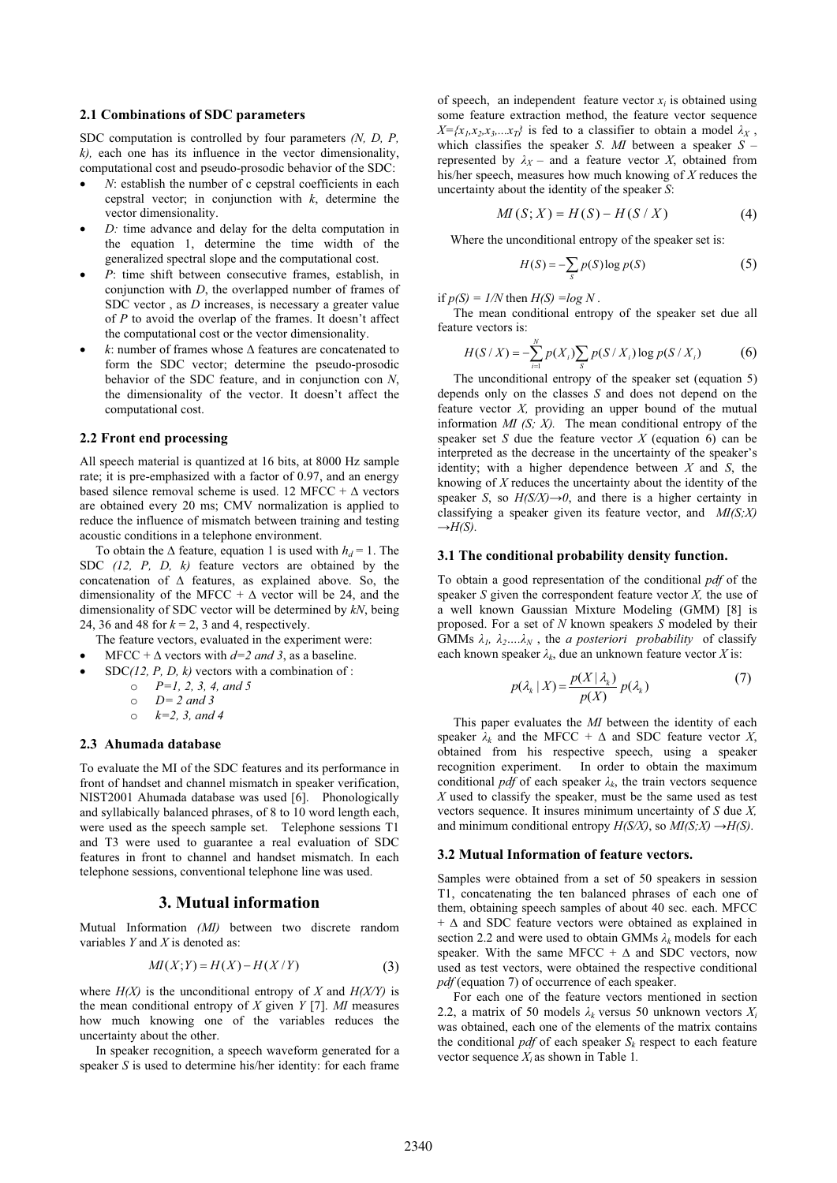### 2.1 Combinations of SDC parameters

SDC computation is controlled by four parameters *(N, D, P, k),* each one has its influence in the vector dimensionality, computational cost and pseudo-prosodic behavior of the SDC:

- *N*: establish the number of c cepstral coefficients in each cepstral vector; in conjunction with *k*, determine the vector dimensionality.
- *D:* time advance and delay for the delta computation in the equation 1, determine the time width of the generalized spectral slope and the computational cost.
- *P*: time shift between consecutive frames, establish, in conjunction with *D*, the overlapped number of frames of SDC vector , as *D* increases, is necessary a greater value of *P* to avoid the overlap of the frames. It doesn't affect the computational cost or the vector dimensionality.
- *k*: number of frames whose Δ features are concatenated to form the SDC vector; determine the pseudo-prosodic behavior of the SDC feature, and in conjunction con *N*, the dimensionality of the vector. It doesn't affect the computational cost.

### 2.2 Front end processing

All speech material is quantized at 16 bits, at 8000 Hz sample rate; it is pre-emphasized with a factor of 0.97, and an energy based silence removal scheme is used. 12 MFCC + Δ vectors are obtained every 20 ms; CMV normalization is applied to reduce the influence of mismatch between training and testing acoustic conditions in a telephone environment.

To obtain the Δ feature, equation 1 is used with $h_d = 1$. The SDC *(12, P, D, k)* feature vectors are obtained by the concatenation of Δ features, as explained above. So, the dimensionality of the MFCC + Δ vector will be 24, and the dimensionality of SDC vector will be determined by *kN*, being 24, 36 and 48 for *k* = 2, 3 and 4, respectively.

The feature vectors, evaluated in the experiment were:

- MFCC + Δ vectors with *d=2 and 3*, as a baseline.
- SDC*(12, P, D, k)* vectors with a combination of :
  - *P=1, 2, 3, 4, and 5*
  - *D= 2 and 3*
  - *k=2, 3, and 4*

### 2.3 Ahumada database

To evaluate the MI of the SDC features and its performance in front of handset and channel mismatch in speaker verification, NIST2001 Ahumada database was used [6]. Phonologically and syllabically balanced phrases, of 8 to 10 word length each, were used as the speech sample set. Telephone sessions T1 and T3 were used to guarantee a real evaluation of SDC features in front to channel and handset mismatch. In each telephone sessions, conventional telephone line was used.

## 3. Mutual information

Mutual Information *(MI)* between two discrete random variables *Y* and *X* is denoted as:

$$MI(X;Y) = H(X) - H(X/Y) \tag{3}$$

where *H(X)* is the unconditional entropy of *X* and *H(X/Y)* is the mean conditional entropy of *X* given *Y* [7]. *MI* measures how much knowing one of the variables reduces the uncertainty about the other.

In speaker recognition, a speech waveform generated for a speaker *S* is used to determine his/her identity: for each frame of speech, an independent feature vector $x_i$ is obtained using some feature extraction method, the feature vector sequence $X=\{x_1,x_2,x_3,...x_T\}$ is fed to a classifier to obtain a model $\lambda_X$, which classifies the speaker *S*. *MI* between a speaker *S* – represented by $\lambda_X$ – and a feature vector *X*, obtained from his/her speech, measures how much knowing of *X* reduces the uncertainty about the identity of the speaker *S*:

$$MI(S;X) = H(S) - H(S/X) \tag{4}$$

Where the unconditional entropy of the speaker set is:

$$H(S) = -\sum_{S} p(S)\log p(S) \tag{5}$$

if *p(S) = 1/N* then *H(S) =log N* .

The mean conditional entropy of the speaker set due all feature vectors is:

$$H(S/X) = -\sum_{i=1}^{N} p(X_i)\sum_{S} p(S/X_i)\log p(S/X_i) \tag{6}$$

The unconditional entropy of the speaker set (equation 5) depends only on the classes *S* and does not depend on the feature vector *X,* providing an upper bound of the mutual information *MI (S; X).* The mean conditional entropy of the speaker set *S* due the feature vector *X* (equation 6) can be interpreted as the decrease in the uncertainty of the speaker's identity; with a higher dependence between *X* and *S*, the knowing of *X* reduces the uncertainty about the identity of the speaker *S*, so *H(S/X)→0*, and there is a higher certainty in classifying a speaker given its feature vector, and *MI(S;X) →H(S)*.

### 3.1 The conditional probability density function.

To obtain a good representation of the conditional *pdf* of the speaker *S* given the correspondent feature vector *X,* the use of a well known Gaussian Mixture Modeling (GMM) [8] is proposed. For a set of *N* known speakers *S* modeled by their GMMs $\lambda_1, \lambda_2 ... \lambda_N$, the *a posteriori probability* of classify each known speaker $\lambda_k$, due an unknown feature vector *X* is:

$$p(\lambda_k \mid X) = \frac{p(X \mid \lambda_k)}{p(X)} p(\lambda_k) \tag{7}$$

This paper evaluates the *MI* between the identity of each speaker $\lambda_k$ and the MFCC + Δ and SDC feature vector *X*, obtained from his respective speech, using a speaker recognition experiment. In order to obtain the maximum conditional *pdf* of each speaker $\lambda_k$, the train vectors sequence *X* used to classify the speaker, must be the same used as test vectors sequence. It insures minimum uncertainty of *S* due *X,* and minimum conditional entropy *H(S/X)*, so *MI(S;X) →H(S)*.

### 3.2 Mutual Information of feature vectors.

Samples were obtained from a set of 50 speakers in session T1, concatenating the ten balanced phrases of each one of them, obtaining speech samples of about 40 sec. each. MFCC + Δ and SDC feature vectors were obtained as explained in section 2.2 and were used to obtain GMMs $\lambda_k$ models for each speaker. With the same MFCC + Δ and SDC vectors, now used as test vectors, were obtained the respective conditional *pdf* (equation 7) of occurrence of each speaker.

For each one of the feature vectors mentioned in section 2.2, a matrix of 50 models $\lambda_k$ versus 50 unknown vectors $X_i$ was obtained, each one of the elements of the matrix contains the conditional *pdf* of each speaker $S_k$ respect to each feature vector sequence $X_i$ as shown in Table 1.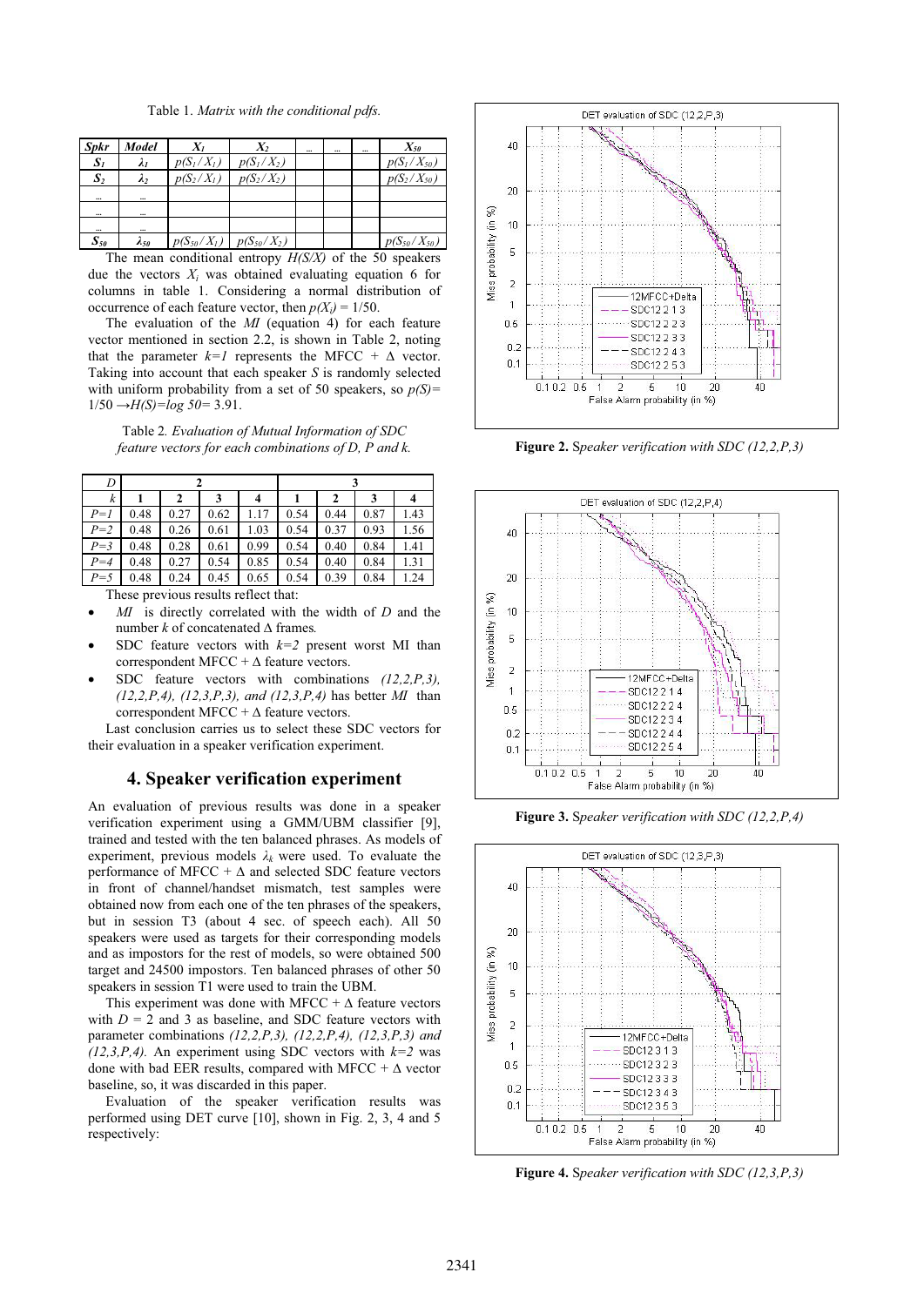Table 1. *Matrix with the conditional pdfs.*

| *Spkr* | *Model* | $X_1$ | $X_2$ | ... | ... | ... | $X_{50}$ |
|---|---|---|---|---|---|---|---|
| $S_1$ | $\lambda_1$ | $p(S_1/X_1)$ | $p(S_1/X_2)$ | | | | $p(S_1/X_{50})$ |
| $S_2$ | $\lambda_2$ | $p(S_2/X_1)$ | $p(S_2/X_2)$ | | | | $p(S_2/X_{50})$ |
| ... | ... | | | | | | |
| ... | ... | | | | | | |
| ... | ... | | | | | | |
| $S_{50}$ | $\lambda_{50}$ | $p(S_{50}/X_1)$ | $p(S_{50}/X_2)$ | | | | $p(S_{50}/X_{50})$ |

The mean conditional entropy $H(S/X)$ of the 50 speakers due the vectors $X_i$ was obtained evaluating equation 6 for columns in table 1. Considering a normal distribution of occurrence of each feature vector, then $p(X_i) = 1/50$.

The evaluation of the *MI* (equation 4) for each feature vector mentioned in section 2.2, is shown in Table 2, noting that the parameter $k=1$ represents the MFCC + Δ vector. Taking into account that each speaker *S* is randomly selected with uniform probability from a set of 50 speakers, so $p(S)= 1/50 \rightarrow H(S)=\log 50= 3.91$.

Table 2. *Evaluation of Mutual Information of SDC feature vectors for each combinations of D, P and k.*

| *D* | 2 | | | | 3 | | | |
|---|---|---|---|---|---|---|---|---|
| *k* | 1 | 2 | 3 | 4 | 1 | 2 | 3 | 4 |
| *P=1* | 0.48 | 0.27 | 0.62 | 1.17 | 0.54 | 0.44 | 0.87 | 1.43 |
| *P=2* | 0.48 | 0.26 | 0.61 | 1.03 | 0.54 | 0.37 | 0.93 | 1.56 |
| *P=3* | 0.48 | 0.28 | 0.61 | 0.99 | 0.54 | 0.40 | 0.84 | 1.41 |
| *P=4* | 0.48 | 0.27 | 0.54 | 0.85 | 0.54 | 0.40 | 0.84 | 1.31 |
| *P=5* | 0.48 | 0.24 | 0.45 | 0.65 | 0.54 | 0.39 | 0.84 | 1.24 |

These previous results reflect that:

- *MI* is directly correlated with the width of *D* and the number *k* of concatenated Δ frames*.*
- SDC feature vectors with $k=2$ present worst MI than correspondent MFCC + Δ feature vectors.
- SDC feature vectors with combinations *(12,2,P,3), (12,2,P,4), (12,3,P,3), and (12,3,P,4)* has better *MI* than correspondent MFCC + Δ feature vectors.

Last conclusion carries us to select these SDC vectors for their evaluation in a speaker verification experiment.

## 4. Speaker verification experiment

An evaluation of previous results was done in a speaker verification experiment using a GMM/UBM classifier [9], trained and tested with the ten balanced phrases. As models of experiment, previous models $\lambda_k$ were used. To evaluate the performance of MFCC + Δ and selected SDC feature vectors in front of channel/handset mismatch, test samples were obtained now from each one of the ten phrases of the speakers, but in session T3 (about 4 sec. of speech each). All 50 speakers were used as targets for their corresponding models and as impostors for the rest of models, so were obtained 500 target and 24500 impostors. Ten balanced phrases of other 50 speakers in session T1 were used to train the UBM.

This experiment was done with MFCC + Δ feature vectors with $D = 2$ and 3 as baseline, and SDC feature vectors with parameter combinations *(12,2,P,3), (12,2,P,4), (12,3,P,3) and (12,3,P,4)*. An experiment using SDC vectors with $k=2$ was done with bad EER results, compared with MFCC + Δ vector baseline, so, it was discarded in this paper.

Evaluation of the speaker verification results was performed using DET curve [10], shown in Fig. 2, 3, 4 and 5 respectively:

**Figure 2.** *Speaker verification with SDC (12,2,P,3)*

**Figure 3.** *Speaker verification with SDC (12,2,P,4)*

**Figure 4.** *Speaker verification with SDC (12,3,P,3)*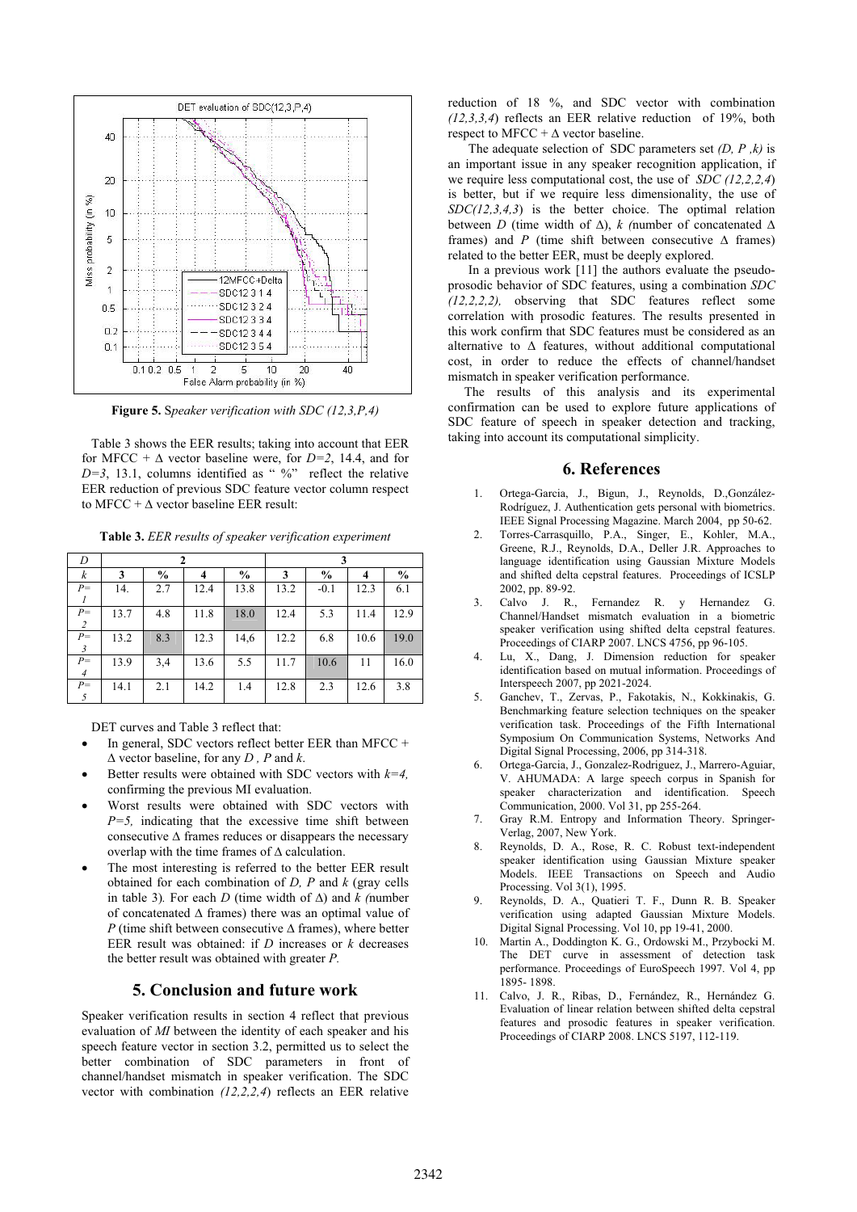DET evaluation of SDC(12,3,P,4)

Miss probability (in %)

False Alarm probability (in %)

40
20
10
5
2
1
0.5
0.2
0.1

0.1 0.2 0.5 1 2 5 10 20 40

12MFCC+Delta
SDC12 3 1 4
SDC12 3 2 4
SDC12 3 3 4
SDC12 3 4 4
SDC12 3 5 4

**Figure 5.** S*peaker verification with SDC (12,3,P,4)*

Table 3 shows the EER results; taking into account that EER for MFCC + Δ vector baseline were, for *D=2*, 14.4, and for *D=3*, 13.1, columns identified as " %" reflect the relative EER reduction of previous SDC feature vector column respect to MFCC + Δ vector baseline EER result:

**Table 3.** *EER results of speaker verification experiment*

| *D* | 2 | | | | 3 | | | |
|---|---|---|---|---|---|---|---|---|
| *k* | **3** | **%** | **4** | **%** | **3** | **%** | **4** | **%** |
| *P=1* | 14. | 2.7 | 12.4 | 13.8 | 13.2 | -0.1 | 12.3 | 6.1 |
| *P=2* | 13.7 | 4.8 | 11.8 | 18.0 | 12.4 | 5.3 | 11.4 | 12.9 |
| *P=3* | 13.2 | 8.3 | 12.3 | 14,6 | 12.2 | 6.8 | 10.6 | 19.0 |
| *P=4* | 13.9 | 3,4 | 13.6 | 5.5 | 11.7 | 10.6 | 11 | 16.0 |
| *P=5* | 14.1 | 2.1 | 14.2 | 1.4 | 12.8 | 2.3 | 12.6 | 3.8 |

DET curves and Table 3 reflect that:

- In general, SDC vectors reflect better EER than MFCC + Δ vector baseline, for any *D , P* and *k*.
- Better results were obtained with SDC vectors with *k=4,* confirming the previous MI evaluation.
- Worst results were obtained with SDC vectors with *P=5,* indicating that the excessive time shift between consecutive Δ frames reduces or disappears the necessary overlap with the time frames of Δ calculation.
- The most interesting is referred to the better EER result obtained for each combination of *D, P* and *k* (gray cells in table 3)*.* For each *D* (time width of Δ) and *k (*number of concatenated Δ frames) there was an optimal value of *P* (time shift between consecutive Δ frames), where better EER result was obtained: if *D* increases or *k* decreases the better result was obtained with greater *P.*

## 5. Conclusion and future work

Speaker verification results in section 4 reflect that previous evaluation of *MI* between the identity of each speaker and his speech feature vector in section 3.2, permitted us to select the better combination of SDC parameters in front of channel/handset mismatch in speaker verification. The SDC vector with combination *(12,2,2,4*) reflects an EER relative reduction of 18 %, and SDC vector with combination *(12,3,3,4*) reflects an EER relative reduction of 19%, both respect to MFCC + Δ vector baseline.

The adequate selection of SDC parameters set *(D, P ,k)* is an important issue in any speaker recognition application, if we require less computational cost, the use of *SDC (12,2,2,4*) is better, but if we require less dimensionality, the use of *SDC(12,3,4,3*) is the better choice. The optimal relation between *D* (time width of Δ), *k (*number of concatenated Δ frames) and *P* (time shift between consecutive Δ frames) related to the better EER, must be deeply explored.

In a previous work [11] the authors evaluate the pseudo-prosodic behavior of SDC features, using a combination *SDC (12,2,2,2),* observing that SDC features reflect some correlation with prosodic features. The results presented in this work confirm that SDC features must be considered as an alternative to Δ features, without additional computational cost, in order to reduce the effects of channel/handset mismatch in speaker verification performance.

The results of this analysis and its experimental confirmation can be used to explore future applications of SDC feature of speech in speaker detection and tracking, taking into account its computational simplicity.

## 6. References

1. Ortega-Garcia, J., Bigun, J., Reynolds, D.,González-Rodríguez, J. Authentication gets personal with biometrics. IEEE Signal Processing Magazine. March 2004, pp 50-62.
2. Torres-Carrasquillo, P.A., Singer, E., Kohler, M.A., Greene, R.J., Reynolds, D.A., Deller J.R. Approaches to language identification using Gaussian Mixture Models and shifted delta cepstral features. Proceedings of ICSLP 2002, pp. 89-92.
3. Calvo J. R., Fernandez R. y Hernandez G. Channel/Handset mismatch evaluation in a biometric speaker verification using shifted delta cepstral features. Proceedings of CIARP 2007. LNCS 4756, pp 96-105.
4. Lu, X., Dang, J. Dimension reduction for speaker identification based on mutual information. Proceedings of Interspeech 2007, pp 2021-2024.
5. Ganchev, T., Zervas, P., Fakotakis, N., Kokkinakis, G. Benchmarking feature selection techniques on the speaker verification task. Proceedings of the Fifth International Symposium On Communication Systems, Networks And Digital Signal Processing, 2006, pp 314-318.
6. Ortega-Garcia, J., Gonzalez-Rodriguez, J., Marrero-Aguiar, V. AHUMADA: A large speech corpus in Spanish for speaker characterization and identification. Speech Communication, 2000. Vol 31, pp 255-264.
7. Gray R.M. Entropy and Information Theory. Springer-Verlag, 2007, New York.
8. Reynolds, D. A., Rose, R. C. Robust text-independent speaker identification using Gaussian Mixture speaker Models. IEEE Transactions on Speech and Audio Processing. Vol 3(1), 1995.
9. Reynolds, D. A., Quatieri T. F., Dunn R. B. Speaker verification using adapted Gaussian Mixture Models. Digital Signal Processing. Vol 10, pp 19-41, 2000.
10. Martin A., Doddington K. G., Ordowski M., Przybocki M. The DET curve in assessment of detection task performance. Proceedings of EuroSpeech 1997. Vol 4, pp 1895- 1898.
11. Calvo, J. R., Ribas, D., Fernández, R., Hernández G. Evaluation of linear relation between shifted delta cepstral features and prosodic features in speaker verification. Proceedings of CIARP 2008. LNCS 5197, 112-119.